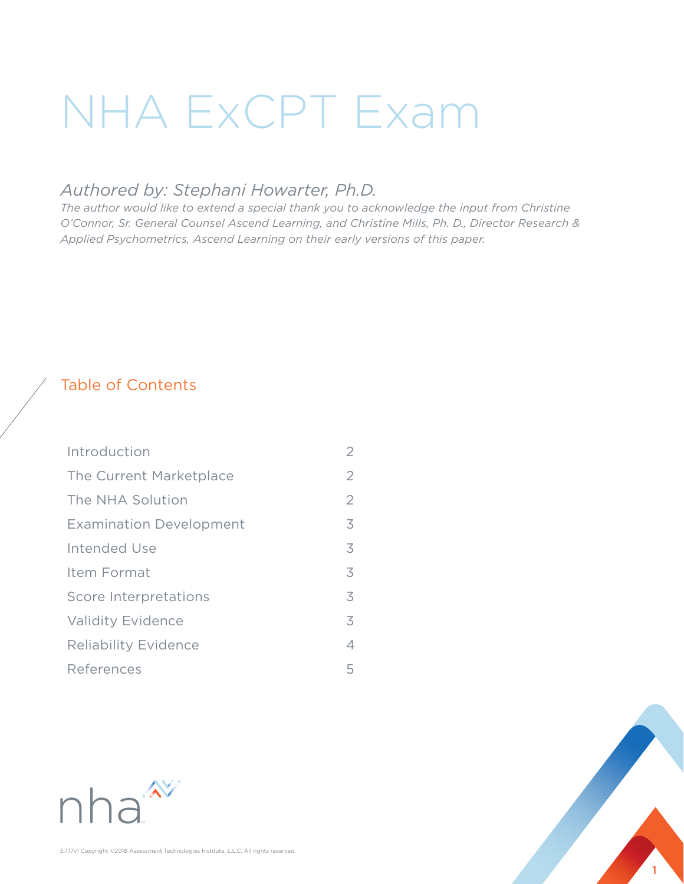# NHA ExCPT Exam

*Authored by: Stephani Howarter, Ph.D.*

*The author would like to extend a special thank you to acknowledge the input from Christine O'Connor, Sr. General Counsel Ascend Learning, and Christine Mills, Ph. D., Director Research & Applied Psychometrics, Ascend Learning on their early versions of this paper.*

## Table of Contents

| | |
|---|---|
| Introduction | 2 |
| The Current Marketplace | 2 |
| The NHA Solution | 2 |
| Examination Development | 3 |
| Intended Use | 3 |
| Item Format | 3 |
| Score Interpretations | 3 |
| Validity Evidence | 3 |
| Reliability Evidence | 4 |
| References | 5 |

nha

3.7.17v1 Copyright ©2016 Assessment Technologies Institute, L.L.C. All rights reserved.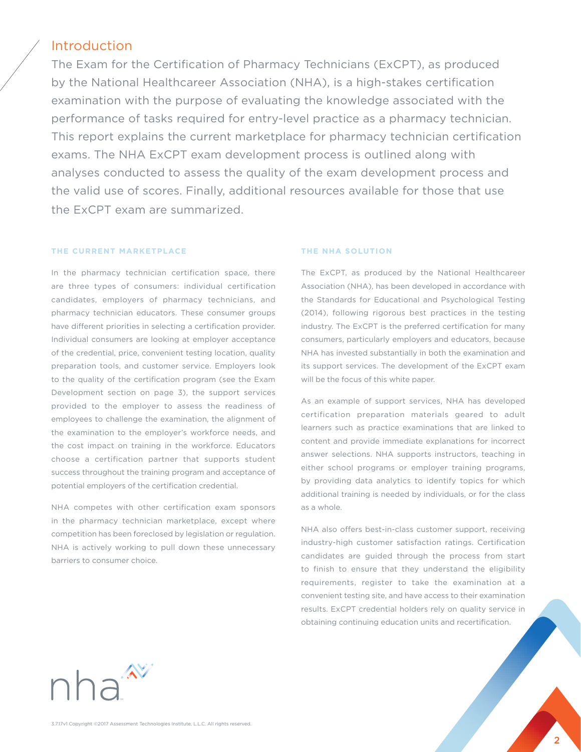## Introduction

The Exam for the Certification of Pharmacy Technicians (ExCPT), as produced by the National Healthcareer Association (NHA), is a high-stakes certification examination with the purpose of evaluating the knowledge associated with the performance of tasks required for entry-level practice as a pharmacy technician. This report explains the current marketplace for pharmacy technician certification exams. The NHA ExCPT exam development process is outlined along with analyses conducted to assess the quality of the exam development process and the valid use of scores. Finally, additional resources available for those that use the ExCPT exam are summarized.

### THE CURRENT MARKETPLACE

In the pharmacy technician certification space, there are three types of consumers: individual certification candidates, employers of pharmacy technicians, and pharmacy technician educators. These consumer groups have different priorities in selecting a certification provider. Individual consumers are looking at employer acceptance of the credential, price, convenient testing location, quality preparation tools, and customer service. Employers look to the quality of the certification program (see the Exam Development section on page 3), the support services provided to the employer to assess the readiness of employees to challenge the examination, the alignment of the examination to the employer's workforce needs, and the cost impact on training in the workforce. Educators choose a certification partner that supports student success throughout the training program and acceptance of potential employers of the certification credential.

NHA competes with other certification exam sponsors in the pharmacy technician marketplace, except where competition has been foreclosed by legislation or regulation. NHA is actively working to pull down these unnecessary barriers to consumer choice.

### THE NHA SOLUTION

The ExCPT, as produced by the National Healthcareer Association (NHA), has been developed in accordance with the Standards for Educational and Psychological Testing (2014), following rigorous best practices in the testing industry. The ExCPT is the preferred certification for many consumers, particularly employers and educators, because NHA has invested substantially in both the examination and its support services. The development of the ExCPT exam will be the focus of this white paper.

As an example of support services, NHA has developed certification preparation materials geared to adult learners such as practice examinations that are linked to content and provide immediate explanations for incorrect answer selections. NHA supports instructors, teaching in either school programs or employer training programs, by providing data analytics to identify topics for which additional training is needed by individuals, or for the class as a whole.

NHA also offers best-in-class customer support, receiving industry-high customer satisfaction ratings. Certification candidates are guided through the process from start to finish to ensure that they understand the eligibility requirements, register to take the examination at a convenient testing site, and have access to their examination results. ExCPT credential holders rely on quality service in obtaining continuing education units and recertification.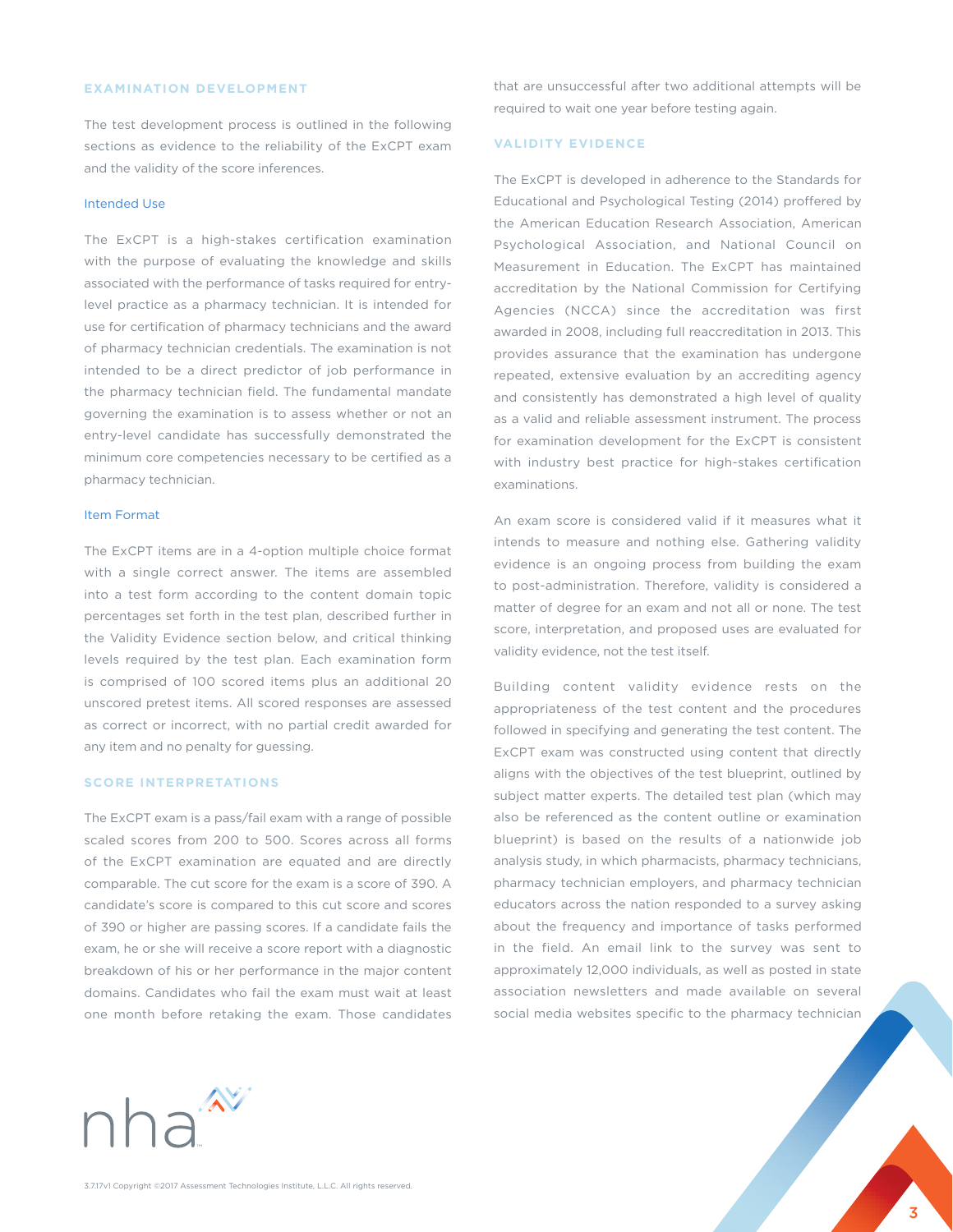## EXAMINATION DEVELOPMENT

The test development process is outlined in the following sections as evidence to the reliability of the ExCPT exam and the validity of the score inferences.

### Intended Use

The ExCPT is a high-stakes certification examination with the purpose of evaluating the knowledge and skills associated with the performance of tasks required for entry-level practice as a pharmacy technician. It is intended for use for certification of pharmacy technicians and the award of pharmacy technician credentials. The examination is not intended to be a direct predictor of job performance in the pharmacy technician field. The fundamental mandate governing the examination is to assess whether or not an entry-level candidate has successfully demonstrated the minimum core competencies necessary to be certified as a pharmacy technician.

### Item Format

The ExCPT items are in a 4-option multiple choice format with a single correct answer. The items are assembled into a test form according to the content domain topic percentages set forth in the test plan, described further in the Validity Evidence section below, and critical thinking levels required by the test plan. Each examination form is comprised of 100 scored items plus an additional 20 unscored pretest items. All scored responses are assessed as correct or incorrect, with no partial credit awarded for any item and no penalty for guessing.

## SCORE INTERPRETATIONS

The ExCPT exam is a pass/fail exam with a range of possible scaled scores from 200 to 500. Scores across all forms of the ExCPT examination are equated and are directly comparable. The cut score for the exam is a score of 390. A candidate's score is compared to this cut score and scores of 390 or higher are passing scores. If a candidate fails the exam, he or she will receive a score report with a diagnostic breakdown of his or her performance in the major content domains. Candidates who fail the exam must wait at least one month before retaking the exam. Those candidates that are unsuccessful after two additional attempts will be required to wait one year before testing again.

## VALIDITY EVIDENCE

The ExCPT is developed in adherence to the Standards for Educational and Psychological Testing (2014) proffered by the American Education Research Association, American Psychological Association, and National Council on Measurement in Education. The ExCPT has maintained accreditation by the National Commission for Certifying Agencies (NCCA) since the accreditation was first awarded in 2008, including full reaccreditation in 2013. This provides assurance that the examination has undergone repeated, extensive evaluation by an accrediting agency and consistently has demonstrated a high level of quality as a valid and reliable assessment instrument. The process for examination development for the ExCPT is consistent with industry best practice for high-stakes certification examinations.

An exam score is considered valid if it measures what it intends to measure and nothing else. Gathering validity evidence is an ongoing process from building the exam to post-administration. Therefore, validity is considered a matter of degree for an exam and not all or none. The test score, interpretation, and proposed uses are evaluated for validity evidence, not the test itself.

Building content validity evidence rests on the appropriateness of the test content and the procedures followed in specifying and generating the test content. The ExCPT exam was constructed using content that directly aligns with the objectives of the test blueprint, outlined by subject matter experts. The detailed test plan (which may also be referenced as the content outline or examination blueprint) is based on the results of a nationwide job analysis study, in which pharmacists, pharmacy technicians, pharmacy technician employers, and pharmacy technician educators across the nation responded to a survey asking about the frequency and importance of tasks performed in the field. An email link to the survey was sent to approximately 12,000 individuals, as well as posted in state association newsletters and made available on several social media websites specific to the pharmacy technician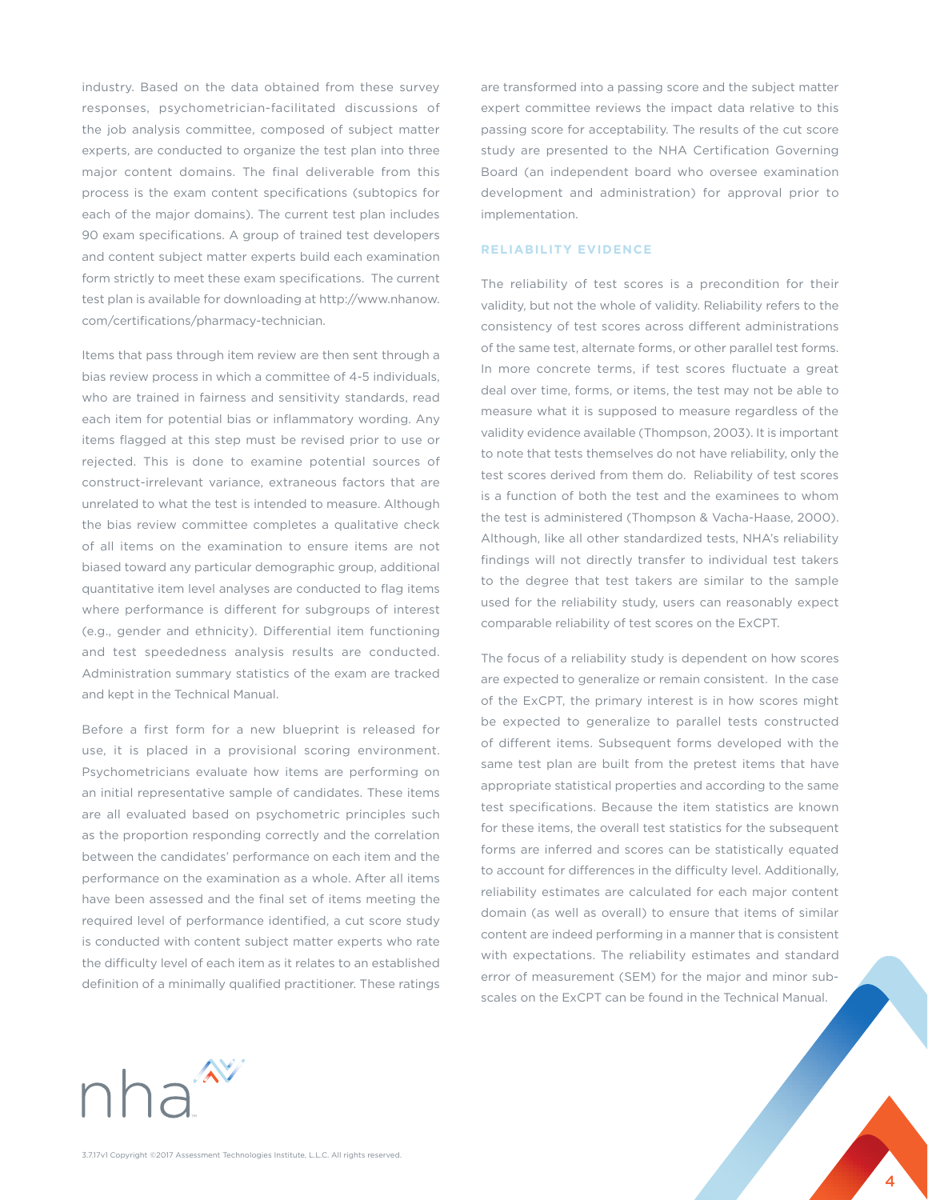industry. Based on the data obtained from these survey responses, psychometrician-facilitated discussions of the job analysis committee, composed of subject matter experts, are conducted to organize the test plan into three major content domains. The final deliverable from this process is the exam content specifications (subtopics for each of the major domains). The current test plan includes 90 exam specifications. A group of trained test developers and content subject matter experts build each examination form strictly to meet these exam specifications. The current test plan is available for downloading at http://www.nhanow.com/certifications/pharmacy-technician.

Items that pass through item review are then sent through a bias review process in which a committee of 4-5 individuals, who are trained in fairness and sensitivity standards, read each item for potential bias or inflammatory wording. Any items flagged at this step must be revised prior to use or rejected. This is done to examine potential sources of construct-irrelevant variance, extraneous factors that are unrelated to what the test is intended to measure. Although the bias review committee completes a qualitative check of all items on the examination to ensure items are not biased toward any particular demographic group, additional quantitative item level analyses are conducted to flag items where performance is different for subgroups of interest (e.g., gender and ethnicity). Differential item functioning and test speededness analysis results are conducted. Administration summary statistics of the exam are tracked and kept in the Technical Manual.

Before a first form for a new blueprint is released for use, it is placed in a provisional scoring environment. Psychometricians evaluate how items are performing on an initial representative sample of candidates. These items are all evaluated based on psychometric principles such as the proportion responding correctly and the correlation between the candidates' performance on each item and the performance on the examination as a whole. After all items have been assessed and the final set of items meeting the required level of performance identified, a cut score study is conducted with content subject matter experts who rate the difficulty level of each item as it relates to an established definition of a minimally qualified practitioner. These ratings are transformed into a passing score and the subject matter expert committee reviews the impact data relative to this passing score for acceptability. The results of the cut score study are presented to the NHA Certification Governing Board (an independent board who oversee examination development and administration) for approval prior to implementation.

## RELIABILITY EVIDENCE

The reliability of test scores is a precondition for their validity, but not the whole of validity. Reliability refers to the consistency of test scores across different administrations of the same test, alternate forms, or other parallel test forms. In more concrete terms, if test scores fluctuate a great deal over time, forms, or items, the test may not be able to measure what it is supposed to measure regardless of the validity evidence available (Thompson, 2003). It is important to note that tests themselves do not have reliability, only the test scores derived from them do. Reliability of test scores is a function of both the test and the examinees to whom the test is administered (Thompson & Vacha-Haase, 2000). Although, like all other standardized tests, NHA's reliability findings will not directly transfer to individual test takers to the degree that test takers are similar to the sample used for the reliability study, users can reasonably expect comparable reliability of test scores on the ExCPT.

The focus of a reliability study is dependent on how scores are expected to generalize or remain consistent. In the case of the ExCPT, the primary interest is in how scores might be expected to generalize to parallel tests constructed of different items. Subsequent forms developed with the same test plan are built from the pretest items that have appropriate statistical properties and according to the same test specifications. Because the item statistics are known for these items, the overall test statistics for the subsequent forms are inferred and scores can be statistically equated to account for differences in the difficulty level. Additionally, reliability estimates are calculated for each major content domain (as well as overall) to ensure that items of similar content are indeed performing in a manner that is consistent with expectations. The reliability estimates and standard error of measurement (SEM) for the major and minor sub-scales on the ExCPT can be found in the Technical Manual.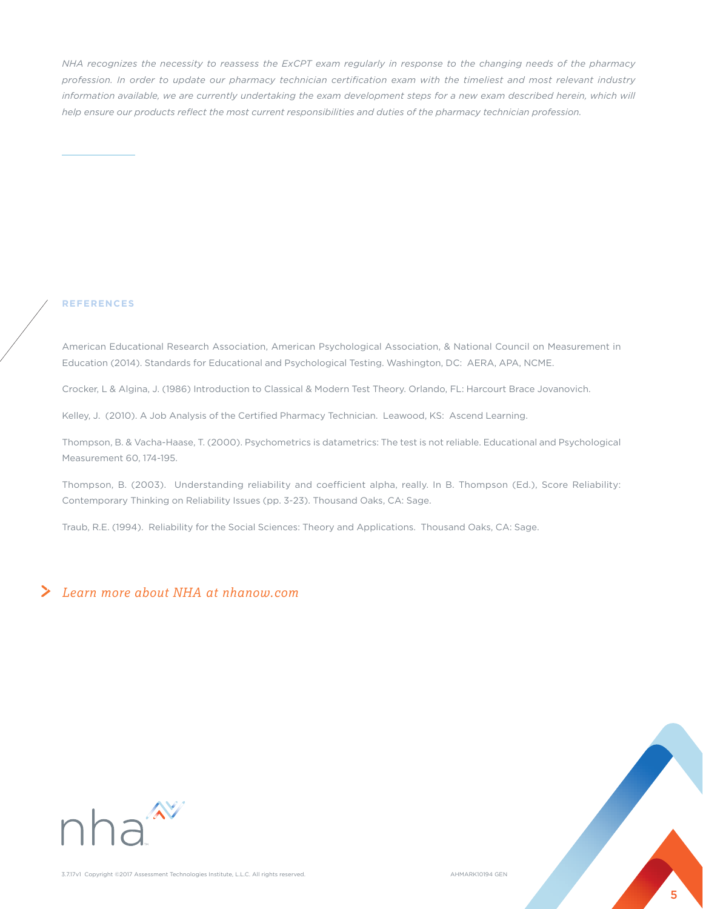*NHA recognizes the necessity to reassess the ExCPT exam regularly in response to the changing needs of the pharmacy profession. In order to update our pharmacy technician certification exam with the timeliest and most relevant industry information available, we are currently undertaking the exam development steps for a new exam described herein, which will help ensure our products reflect the most current responsibilities and duties of the pharmacy technician profession.*

## REFERENCES

American Educational Research Association, American Psychological Association, & National Council on Measurement in Education (2014). Standards for Educational and Psychological Testing. Washington, DC: AERA, APA, NCME.

Crocker, L & Algina, J. (1986) Introduction to Classical & Modern Test Theory. Orlando, FL: Harcourt Brace Jovanovich.

Kelley, J. (2010). A Job Analysis of the Certified Pharmacy Technician. Leawood, KS: Ascend Learning.

Thompson, B. & Vacha-Haase, T. (2000). Psychometrics is datametrics: The test is not reliable. Educational and Psychological Measurement 60, 174-195.

Thompson, B. (2003). Understanding reliability and coefficient alpha, really. In B. Thompson (Ed.), Score Reliability: Contemporary Thinking on Reliability Issues (pp. 3-23). Thousand Oaks, CA: Sage.

Traub, R.E. (1994). Reliability for the Social Sciences: Theory and Applications. Thousand Oaks, CA: Sage.

> *Learn more about NHA at nhanow.com*

nha

3.7.17v1 Copyright ©2017 Assessment Technologies Institute, L.L.C. All rights reserved.

AHMARK10194 GEN